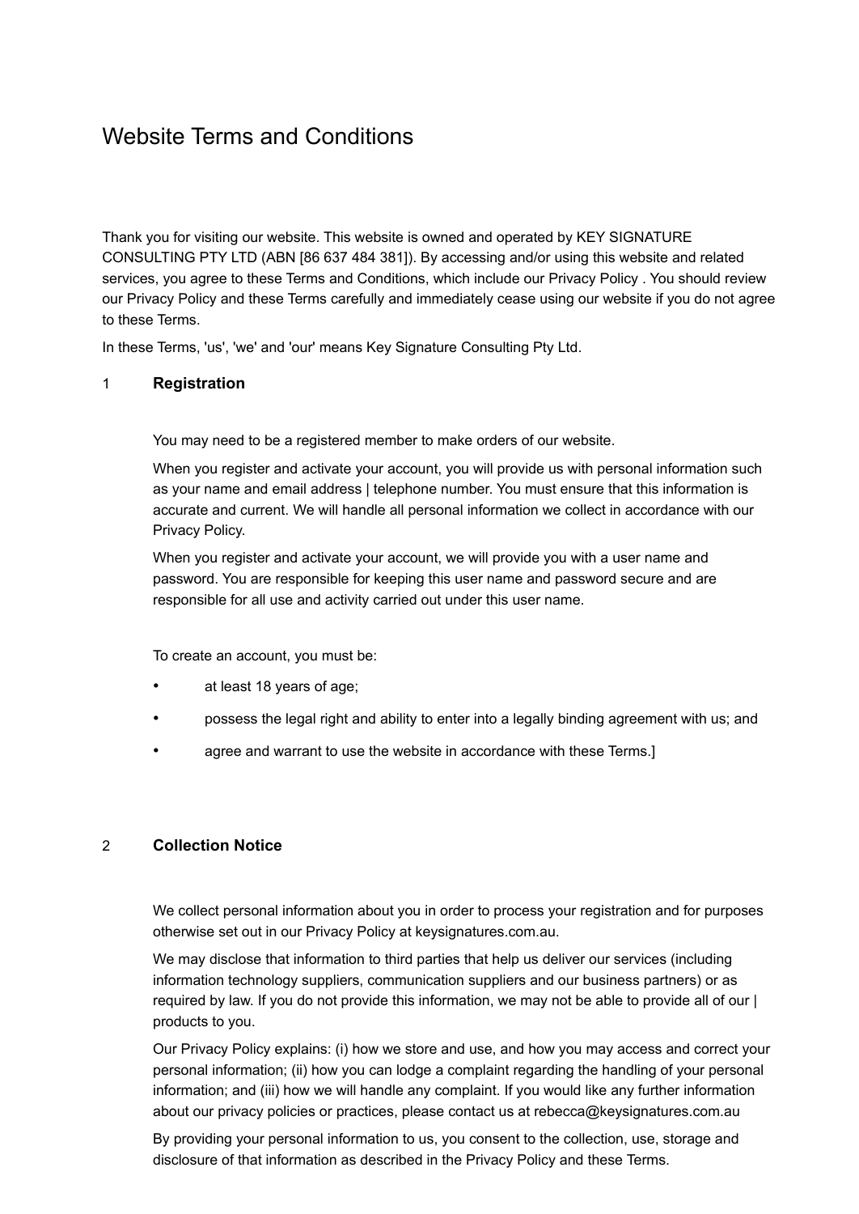# Website Terms and Conditions

Thank you for visiting our website. This website is owned and operated by KEY SIGNATURE CONSULTING PTY LTD (ABN [86 637 484 381]). By accessing and/or using this website and related services, you agree to these Terms and Conditions, which include our Privacy Policy . You should review our Privacy Policy and these Terms carefully and immediately cease using our website if you do not agree to these Terms.

In these Terms, 'us', 'we' and 'our' means Key Signature Consulting Pty Ltd.

## 1 Registration

You may need to be a registered member to make orders of our website.

When you register and activate your account, you will provide us with personal information such as your name and email address | telephone number. You must ensure that this information is accurate and current. We will handle all personal information we collect in accordance with our Privacy Policy.

When you register and activate your account, we will provide you with a user name and password. You are responsible for keeping this user name and password secure and are responsible for all use and activity carried out under this user name.

To create an account, you must be:

- at least 18 years of age;
- possess the legal right and ability to enter into a legally binding agreement with us; and
- agree and warrant to use the website in accordance with these Terms.]

## 2 Collection Notice

We collect personal information about you in order to process your registration and for purposes otherwise set out in our Privacy Policy at keysignatures.com.au.

We may disclose that information to third parties that help us deliver our services (including information technology suppliers, communication suppliers and our business partners) or as required by law. If you do not provide this information, we may not be able to provide all of our | products to you.

Our Privacy Policy explains: (i) how we store and use, and how you may access and correct your personal information; (ii) how you can lodge a complaint regarding the handling of your personal information; and (iii) how we will handle any complaint. If you would like any further information about our privacy policies or practices, please contact us at rebecca@keysignatures.com.au

By providing your personal information to us, you consent to the collection, use, storage and disclosure of that information as described in the Privacy Policy and these Terms.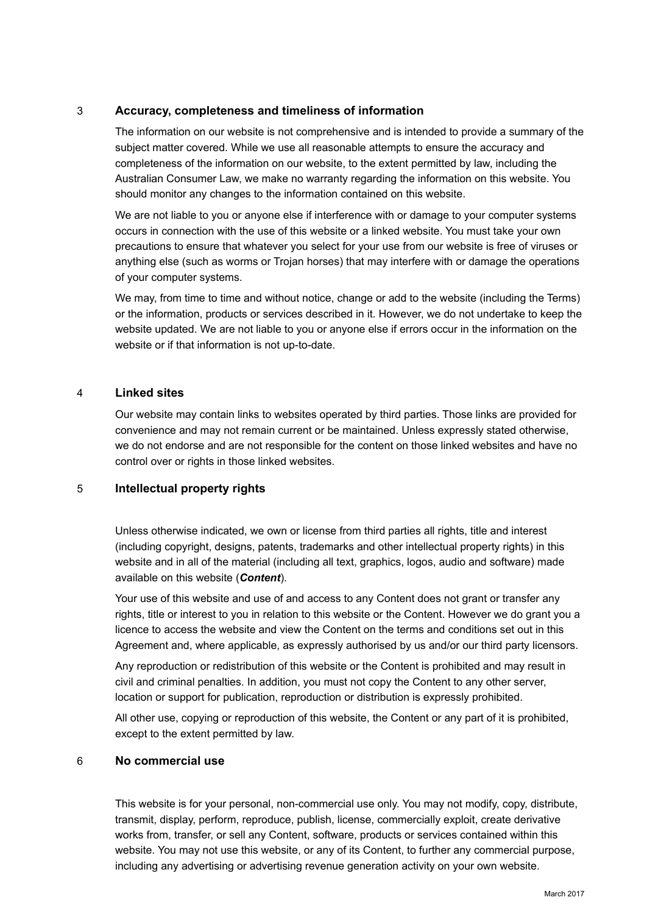## 3 Accuracy, completeness and timeliness of information

The information on our website is not comprehensive and is intended to provide a summary of the subject matter covered. While we use all reasonable attempts to ensure the accuracy and completeness of the information on our website, to the extent permitted by law, including the Australian Consumer Law, we make no warranty regarding the information on this website. You should monitor any changes to the information contained on this website.

We are not liable to you or anyone else if interference with or damage to your computer systems occurs in connection with the use of this website or a linked website. You must take your own precautions to ensure that whatever you select for your use from our website is free of viruses or anything else (such as worms or Trojan horses) that may interfere with or damage the operations of your computer systems.

We may, from time to time and without notice, change or add to the website (including the Terms) or the information, products or services described in it. However, we do not undertake to keep the website updated. We are not liable to you or anyone else if errors occur in the information on the website or if that information is not up-to-date.

## 4 Linked sites

Our website may contain links to websites operated by third parties. Those links are provided for convenience and may not remain current or be maintained. Unless expressly stated otherwise, we do not endorse and are not responsible for the content on those linked websites and have no control over or rights in those linked websites.

## 5 Intellectual property rights

Unless otherwise indicated, we own or license from third parties all rights, title and interest (including copyright, designs, patents, trademarks and other intellectual property rights) in this website and in all of the material (including all text, graphics, logos, audio and software) made available on this website (***Content***).

Your use of this website and use of and access to any Content does not grant or transfer any rights, title or interest to you in relation to this website or the Content. However we do grant you a licence to access the website and view the Content on the terms and conditions set out in this Agreement and, where applicable, as expressly authorised by us and/or our third party licensors.

Any reproduction or redistribution of this website or the Content is prohibited and may result in civil and criminal penalties. In addition, you must not copy the Content to any other server, location or support for publication, reproduction or distribution is expressly prohibited.

All other use, copying or reproduction of this website, the Content or any part of it is prohibited, except to the extent permitted by law.

## 6 No commercial use

This website is for your personal, non-commercial use only. You may not modify, copy, distribute, transmit, display, perform, reproduce, publish, license, commercially exploit, create derivative works from, transfer, or sell any Content, software, products or services contained within this website. You may not use this website, or any of its Content, to further any commercial purpose, including any advertising or advertising revenue generation activity on your own website.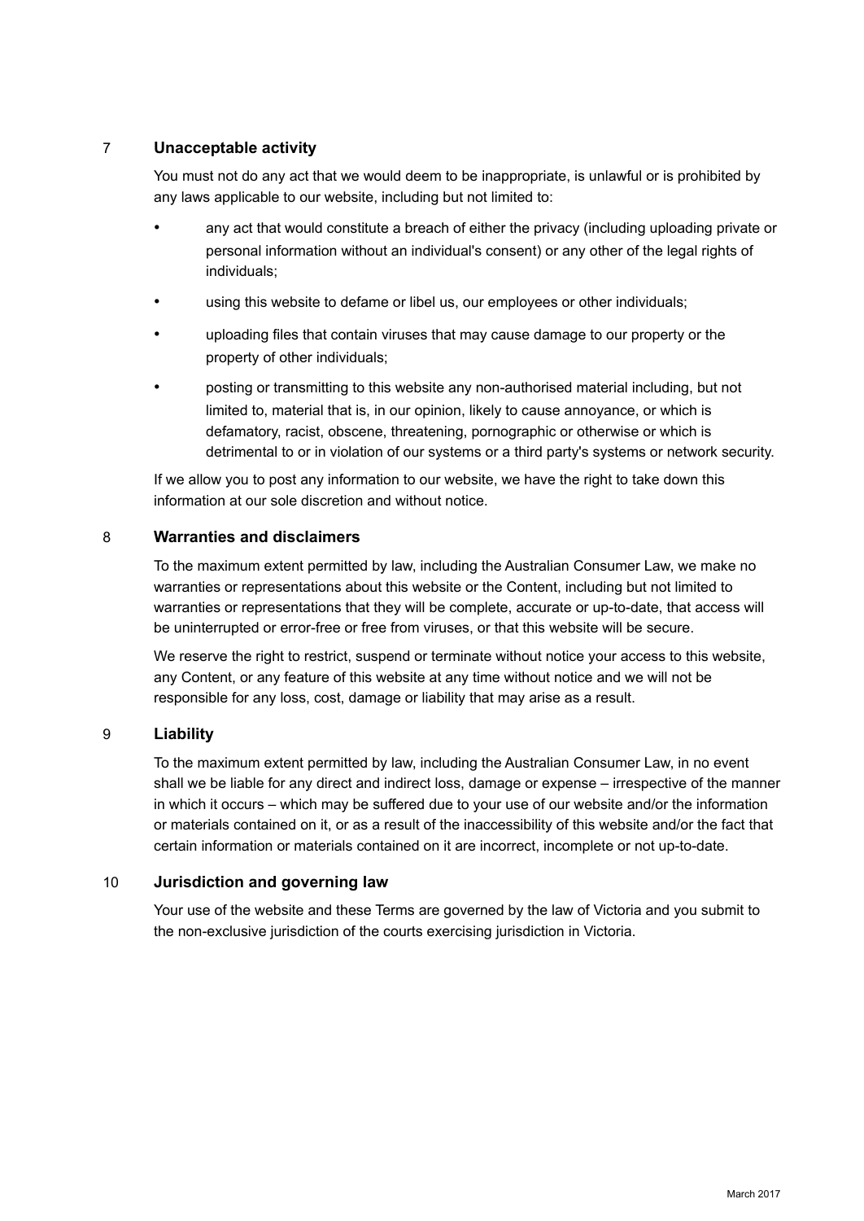## 7 Unacceptable activity

You must not do any act that we would deem to be inappropriate, is unlawful or is prohibited by any laws applicable to our website, including but not limited to:

- any act that would constitute a breach of either the privacy (including uploading private or personal information without an individual's consent) or any other of the legal rights of individuals;
- using this website to defame or libel us, our employees or other individuals;
- uploading files that contain viruses that may cause damage to our property or the property of other individuals;
- posting or transmitting to this website any non-authorised material including, but not limited to, material that is, in our opinion, likely to cause annoyance, or which is defamatory, racist, obscene, threatening, pornographic or otherwise or which is detrimental to or in violation of our systems or a third party's systems or network security.

If we allow you to post any information to our website, we have the right to take down this information at our sole discretion and without notice.

## 8 Warranties and disclaimers

To the maximum extent permitted by law, including the Australian Consumer Law, we make no warranties or representations about this website or the Content, including but not limited to warranties or representations that they will be complete, accurate or up-to-date, that access will be uninterrupted or error-free or free from viruses, or that this website will be secure.

We reserve the right to restrict, suspend or terminate without notice your access to this website, any Content, or any feature of this website at any time without notice and we will not be responsible for any loss, cost, damage or liability that may arise as a result.

## 9 Liability

To the maximum extent permitted by law, including the Australian Consumer Law, in no event shall we be liable for any direct and indirect loss, damage or expense – irrespective of the manner in which it occurs – which may be suffered due to your use of our website and/or the information or materials contained on it, or as a result of the inaccessibility of this website and/or the fact that certain information or materials contained on it are incorrect, incomplete or not up-to-date.

## 10 Jurisdiction and governing law

Your use of the website and these Terms are governed by the law of Victoria and you submit to the non-exclusive jurisdiction of the courts exercising jurisdiction in Victoria.

March 2017